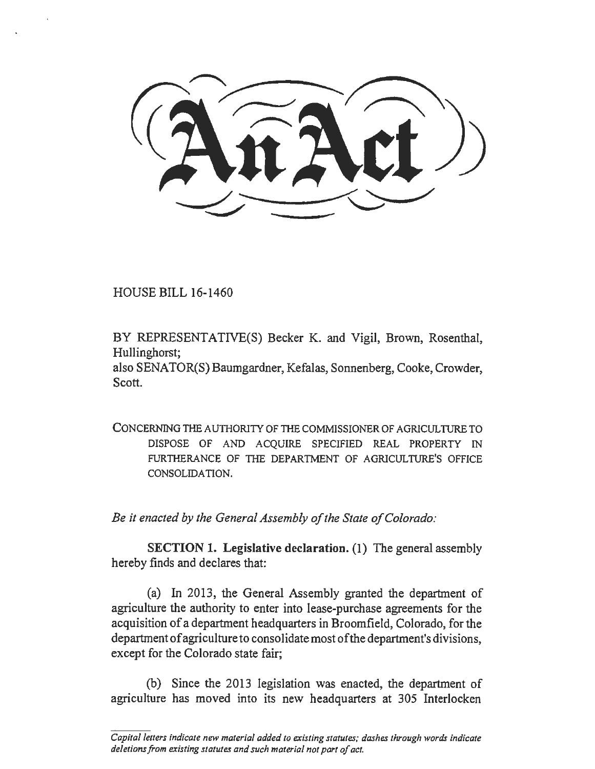# An Act

HOUSE BILL 16-1460

BY REPRESENTATIVE(S) Becker K. and Vigil, Brown, Rosenthal, Hullinghorst;
also SENATOR(S) Baumgardner, Kefalas, Sonnenberg, Cooke, Crowder, Scott.

CONCERNING THE AUTHORITY OF THE COMMISSIONER OF AGRICULTURE TO DISPOSE OF AND ACQUIRE SPECIFIED REAL PROPERTY IN FURTHERANCE OF THE DEPARTMENT OF AGRICULTURE'S OFFICE CONSOLIDATION.

*Be it enacted by the General Assembly of the State of Colorado:*

**SECTION 1. Legislative declaration.** (1) The general assembly hereby finds and declares that:

(a) In 2013, the General Assembly granted the department of agriculture the authority to enter into lease-purchase agreements for the acquisition of a department headquarters in Broomfield, Colorado, for the department of agriculture to consolidate most of the department's divisions, except for the Colorado state fair;

(b) Since the 2013 legislation was enacted, the department of agriculture has moved into its new headquarters at 305 Interlocken

*Capital letters indicate new material added to existing statutes; dashes through words indicate deletions from existing statutes and such material not part of act.*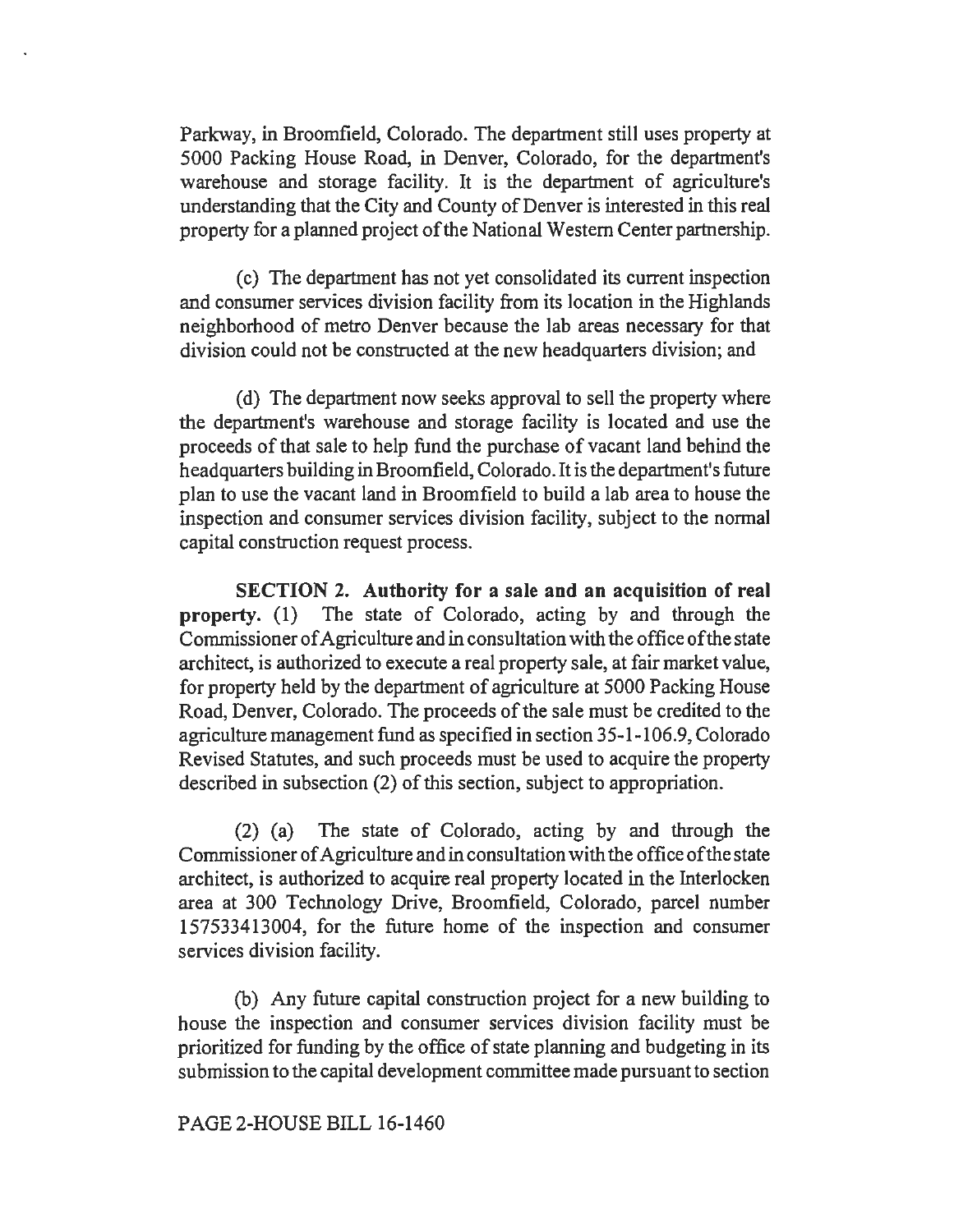Parkway, in Broomfield, Colorado. The department still uses property at 5000 Packing House Road, in Denver, Colorado, for the department's warehouse and storage facility. It is the department of agriculture's understanding that the City and County of Denver is interested in this real property for a planned project of the National Western Center partnership.

(c) The department has not yet consolidated its current inspection and consumer services division facility from its location in the Highlands neighborhood of metro Denver because the lab areas necessary for that division could not be constructed at the new headquarters division; and

(d) The department now seeks approval to sell the property where the department's warehouse and storage facility is located and use the proceeds of that sale to help fund the purchase of vacant land behind the headquarters building in Broomfield, Colorado. It is the department's future plan to use the vacant land in Broomfield to build a lab area to house the inspection and consumer services division facility, subject to the normal capital construction request process.

**SECTION 2. Authority for a sale and an acquisition of real property.** (1) The state of Colorado, acting by and through the Commissioner of Agriculture and in consultation with the office of the state architect, is authorized to execute a real property sale, at fair market value, for property held by the department of agriculture at 5000 Packing House Road, Denver, Colorado. The proceeds of the sale must be credited to the agriculture management fund as specified in section 35-1-106.9, Colorado Revised Statutes, and such proceeds must be used to acquire the property described in subsection (2) of this section, subject to appropriation.

(2) (a) The state of Colorado, acting by and through the Commissioner of Agriculture and in consultation with the office of the state architect, is authorized to acquire real property located in the Interlocken area at 300 Technology Drive, Broomfield, Colorado, parcel number 157533413004, for the future home of the inspection and consumer services division facility.

(b) Any future capital construction project for a new building to house the inspection and consumer services division facility must be prioritized for funding by the office of state planning and budgeting in its submission to the capital development committee made pursuant to section

PAGE 2-HOUSE BILL 16-1460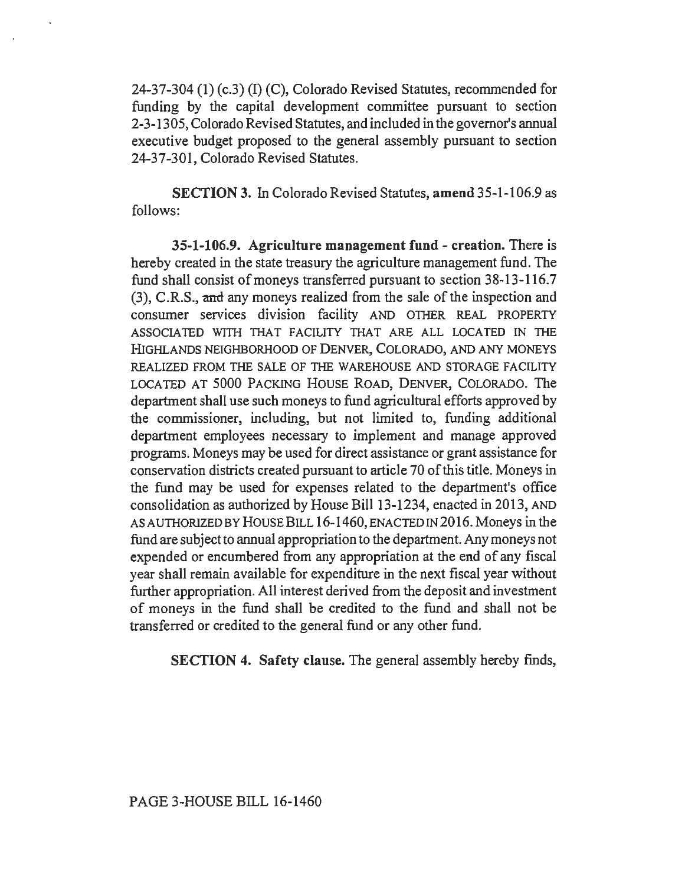24-37-304 (1) (c.3) (I) (C), Colorado Revised Statutes, recommended for funding by the capital development committee pursuant to section 2-3-1305, Colorado Revised Statutes, and included in the governor's annual executive budget proposed to the general assembly pursuant to section 24-37-301, Colorado Revised Statutes.

**SECTION 3.** In Colorado Revised Statutes, **amend** 35-1-106.9 as follows:

**35-1-106.9. Agriculture management fund - creation.** There is hereby created in the state treasury the agriculture management fund. The fund shall consist of moneys transferred pursuant to section 38-13-116.7 (3), C.R.S., ~~and~~ any moneys realized from the sale of the inspection and consumer services division facility AND OTHER REAL PROPERTY ASSOCIATED WITH THAT FACILITY THAT ARE ALL LOCATED IN THE HIGHLANDS NEIGHBORHOOD OF DENVER, COLORADO, AND ANY MONEYS REALIZED FROM THE SALE OF THE WAREHOUSE AND STORAGE FACILITY LOCATED AT 5000 PACKING HOUSE ROAD, DENVER, COLORADO. The department shall use such moneys to fund agricultural efforts approved by the commissioner, including, but not limited to, funding additional department employees necessary to implement and manage approved programs. Moneys may be used for direct assistance or grant assistance for conservation districts created pursuant to article 70 of this title. Moneys in the fund may be used for expenses related to the department's office consolidation as authorized by House Bill 13-1234, enacted in 2013, AND AS AUTHORIZED BY HOUSE BILL 16-1460, ENACTED IN 2016. Moneys in the fund are subject to annual appropriation to the department. Any moneys not expended or encumbered from any appropriation at the end of any fiscal year shall remain available for expenditure in the next fiscal year without further appropriation. All interest derived from the deposit and investment of moneys in the fund shall be credited to the fund and shall not be transferred or credited to the general fund or any other fund.

**SECTION 4. Safety clause.** The general assembly hereby finds,

PAGE 3-HOUSE BILL 16-1460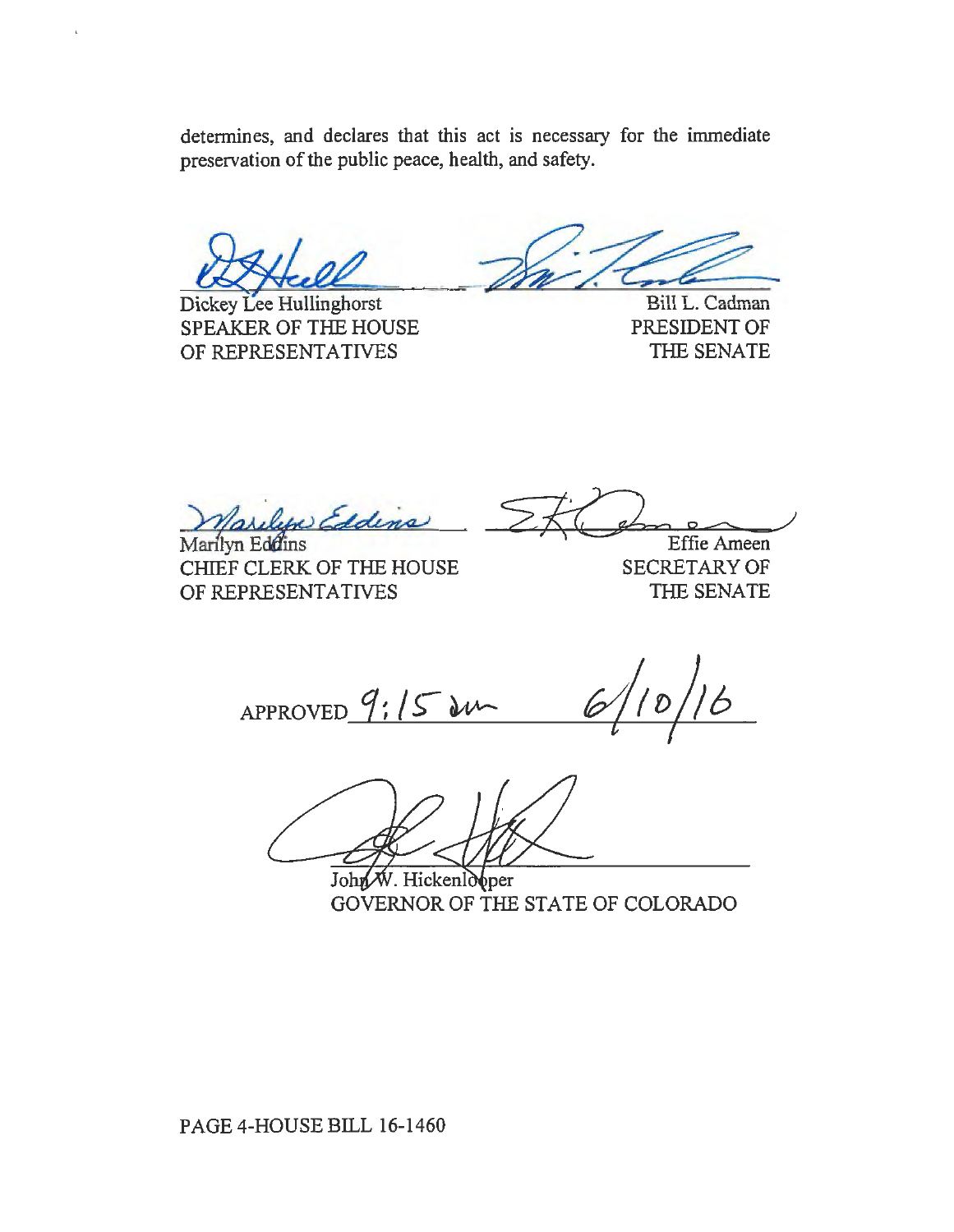determines, and declares that this act is necessary for the immediate preservation of the public peace, health, and safety.

Dickey Lee Hullinghorst
SPEAKER OF THE HOUSE
OF REPRESENTATIVES

Bill L. Cadman
PRESIDENT OF
THE SENATE

Marilyn Eddins
CHIEF CLERK OF THE HOUSE
OF REPRESENTATIVES

Effie Ameen
SECRETARY OF
THE SENATE

APPROVED 9:15 am 6/10/16

John W. Hickenlooper
GOVERNOR OF THE STATE OF COLORADO

PAGE 4-HOUSE BILL 16-1460